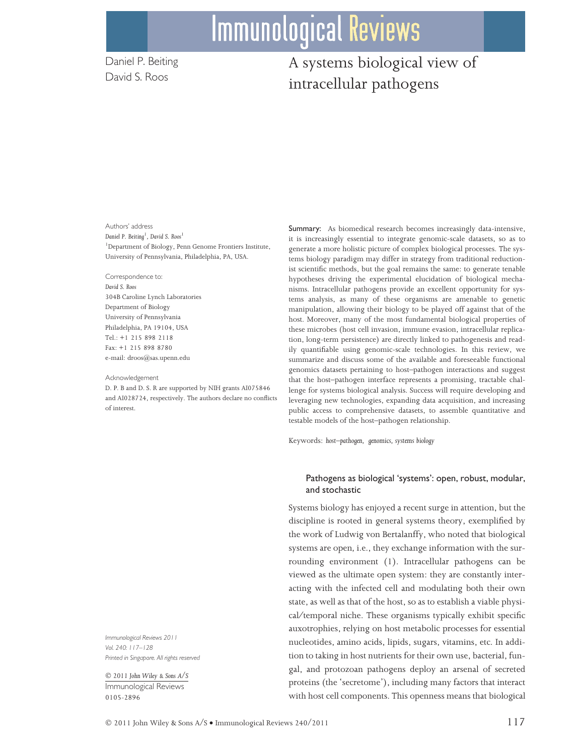# A systems biological view of intracellular pathogens

Daniel P. Beiting
David S. Roos

Authors' address
*Daniel P. Beiting*[1], *David S. Roos*[1]
[1]Department of Biology, Penn Genome Frontiers Institute, University of Pennsylvania, Philadelphia, PA, USA.

Correspondence to:
*David S. Roos*
304B Caroline Lynch Laboratories
Department of Biology
University of Pennsylvania
Philadelphia, PA 19104, USA
Tel.: +1 215 898 2118
Fax: +1 215 898 8780
e-mail: droos@sas.upenn.edu

Acknowledgement
D. P. B and D. S. R are supported by NIH grants AI075846 and AI028724, respectively. The authors declare no conflicts of interest.

**Summary:** As biomedical research becomes increasingly data-intensive, it is increasingly essential to integrate genomic-scale datasets, so as to generate a more holistic picture of complex biological processes. The systems biology paradigm may differ in strategy from traditional reductionist scientific methods, but the goal remains the same: to generate tenable hypotheses driving the experimental elucidation of biological mechanisms. Intracellular pathogens provide an excellent opportunity for systems analysis, as many of these organisms are amenable to genetic manipulation, allowing their biology to be played off against that of the host. Moreover, many of the most fundamental biological properties of these microbes (host cell invasion, immune evasion, intracellular replication, long-term persistence) are directly linked to pathogenesis and readily quantifiable using genomic-scale technologies. In this review, we summarize and discuss some of the available and foreseeable functional genomics datasets pertaining to host–pathogen interactions and suggest that the host–pathogen interface represents a promising, tractable challenge for systems biological analysis. Success will require developing and leveraging new technologies, expanding data acquisition, and increasing public access to comprehensive datasets, to assemble quantitative and testable models of the host–pathogen relationship.

Keywords: *host–pathogen, genomics, systems biology*

## Pathogens as biological 'systems': open, robust, modular, and stochastic

Systems biology has enjoyed a recent surge in attention, but the discipline is rooted in general systems theory, exemplified by the work of Ludwig von Bertalanffy, who noted that biological systems are open, i.e., they exchange information with the surrounding environment (1). Intracellular pathogens can be viewed as the ultimate open system: they are constantly interacting with the infected cell and modulating both their own state, as well as that of the host, so as to establish a viable physical/temporal niche. These organisms typically exhibit specific auxotrophies, relying on host metabolic processes for essential nucleotides, amino acids, lipids, sugars, vitamins, etc. In addition to taking in host nutrients for their own use, bacterial, fungal, and protozoan pathogens deploy an arsenal of secreted proteins (the 'secretome'), including many factors that interact with host cell components. This openness means that biological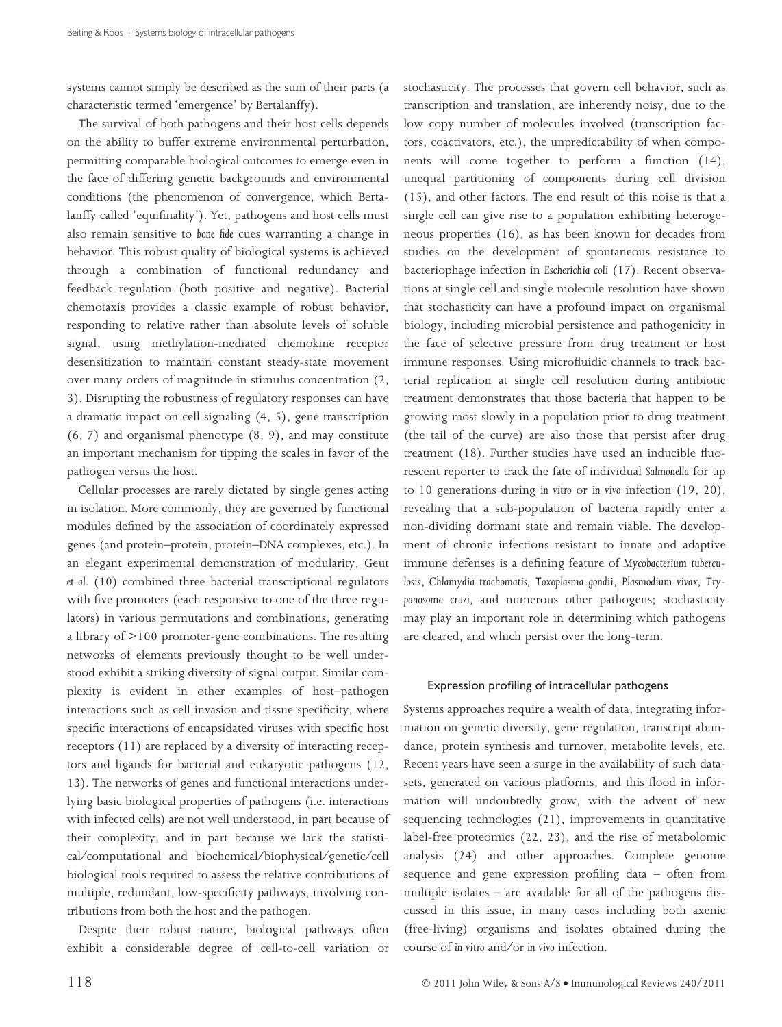systems cannot simply be described as the sum of their parts (a characteristic termed 'emergence' by Bertalanffy).

The survival of both pathogens and their host cells depends on the ability to buffer extreme environmental perturbation, permitting comparable biological outcomes to emerge even in the face of differing genetic backgrounds and environmental conditions (the phenomenon of convergence, which Bertalanffy called 'equifinality'). Yet, pathogens and host cells must also remain sensitive to *bone fide* cues warranting a change in behavior. This robust quality of biological systems is achieved through a combination of functional redundancy and feedback regulation (both positive and negative). Bacterial chemotaxis provides a classic example of robust behavior, responding to relative rather than absolute levels of soluble signal, using methylation-mediated chemokine receptor desensitization to maintain constant steady-state movement over many orders of magnitude in stimulus concentration (2, 3). Disrupting the robustness of regulatory responses can have a dramatic impact on cell signaling (4, 5), gene transcription (6, 7) and organismal phenotype (8, 9), and may constitute an important mechanism for tipping the scales in favor of the pathogen versus the host.

Cellular processes are rarely dictated by single genes acting in isolation. More commonly, they are governed by functional modules defined by the association of coordinately expressed genes (and protein–protein, protein–DNA complexes, etc.). In an elegant experimental demonstration of modularity, Geut *et al.* (10) combined three bacterial transcriptional regulators with five promoters (each responsive to one of the three regulators) in various permutations and combinations, generating a library of >100 promoter-gene combinations. The resulting networks of elements previously thought to be well understood exhibit a striking diversity of signal output. Similar complexity is evident in other examples of host–pathogen interactions such as cell invasion and tissue specificity, where specific interactions of encapsidated viruses with specific host receptors (11) are replaced by a diversity of interacting receptors and ligands for bacterial and eukaryotic pathogens (12, 13). The networks of genes and functional interactions underlying basic biological properties of pathogens (i.e. interactions with infected cells) are not well understood, in part because of their complexity, and in part because we lack the statistical/computational and biochemical/biophysical/genetic/cell biological tools required to assess the relative contributions of multiple, redundant, low-specificity pathways, involving contributions from both the host and the pathogen.

Despite their robust nature, biological pathways often exhibit a considerable degree of cell-to-cell variation or stochasticity. The processes that govern cell behavior, such as transcription and translation, are inherently noisy, due to the low copy number of molecules involved (transcription factors, coactivators, etc.), the unpredictability of when components will come together to perform a function (14), unequal partitioning of components during cell division (15), and other factors. The end result of this noise is that a single cell can give rise to a population exhibiting heterogeneous properties (16), as has been known for decades from studies on the development of spontaneous resistance to bacteriophage infection in *Escherichia coli* (17). Recent observations at single cell and single molecule resolution have shown that stochasticity can have a profound impact on organismal biology, including microbial persistence and pathogenicity in the face of selective pressure from drug treatment or host immune responses. Using microfluidic channels to track bacterial replication at single cell resolution during antibiotic treatment demonstrates that those bacteria that happen to be growing most slowly in a population prior to drug treatment (the tail of the curve) are also those that persist after drug treatment (18). Further studies have used an inducible fluorescent reporter to track the fate of individual *Salmonella* for up to 10 generations during *in vitro* or *in vivo* infection (19, 20), revealing that a sub-population of bacteria rapidly enter a non-dividing dormant state and remain viable. The development of chronic infections resistant to innate and adaptive immune defenses is a defining feature of *Mycobacterium tuberculosis*, *Chlamydia trachomatis*, *Toxoplasma gondii*, *Plasmodium vivax*, *Trypanosoma cruzi*, and numerous other pathogens; stochasticity may play an important role in determining which pathogens are cleared, and which persist over the long-term.

## Expression profiling of intracellular pathogens

Systems approaches require a wealth of data, integrating information on genetic diversity, gene regulation, transcript abundance, protein synthesis and turnover, metabolite levels, etc. Recent years have seen a surge in the availability of such datasets, generated on various platforms, and this flood in information will undoubtedly grow, with the advent of new sequencing technologies (21), improvements in quantitative label-free proteomics (22, 23), and the rise of metabolomic analysis (24) and other approaches. Complete genome sequence and gene expression profiling data – often from multiple isolates – are available for all of the pathogens discussed in this issue, in many cases including both axenic (free-living) organisms and isolates obtained during the course of *in vitro* and/or *in vivo* infection.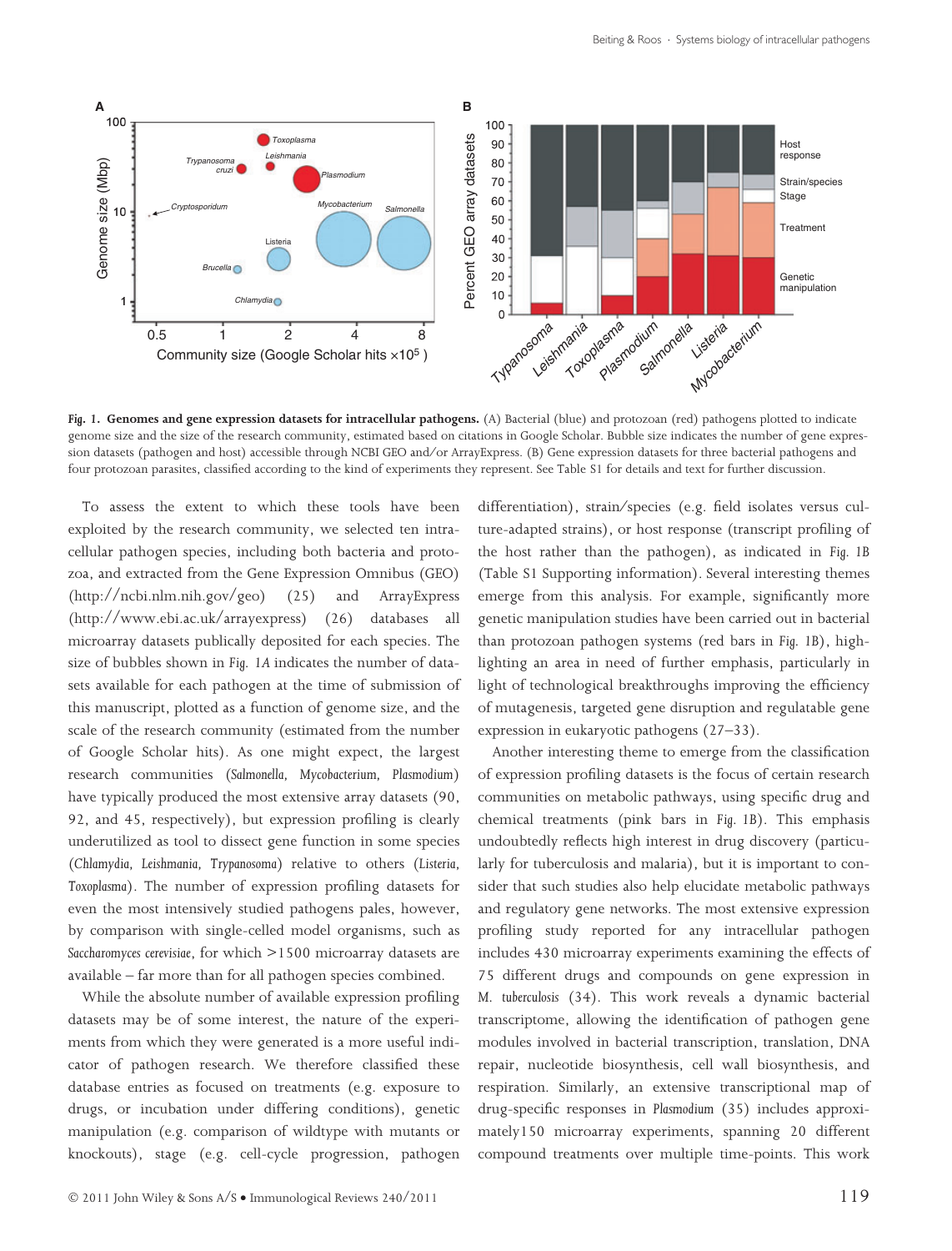**Fig. 1. Genomes and gene expression datasets for intracellular pathogens.** (A) Bacterial (blue) and protozoan (red) pathogens plotted to indicate genome size and the size of the research community, estimated based on citations in Google Scholar. Bubble size indicates the number of gene expression datasets (pathogen and host) accessible through NCBI GEO and/or ArrayExpress. (B) Gene expression datasets for three bacterial pathogens and four protozoan parasites, classified according to the kind of experiments they represent. See Table S1 for details and text for further discussion.

To assess the extent to which these tools have been exploited by the research community, we selected ten intracellular pathogen species, including both bacteria and protozoa, and extracted from the Gene Expression Omnibus (GEO) (http://ncbi.nlm.nih.gov/geo) (25) and ArrayExpress (http://www.ebi.ac.uk/arrayexpress) (26) databases all microarray datasets publically deposited for each species. The size of bubbles shown in Fig. 1A indicates the number of datasets available for each pathogen at the time of submission of this manuscript, plotted as a function of genome size, and the scale of the research community (estimated from the number of Google Scholar hits). As one might expect, the largest research communities (*Salmonella*, *Mycobacterium*, *Plasmodium*) have typically produced the most extensive array datasets (90, 92, and 45, respectively), but expression profiling is clearly underutilized as tool to dissect gene function in some species (*Chlamydia*, *Leishmania*, *Trypanosoma*) relative to others (*Listeria*, *Toxoplasma*). The number of expression profiling datasets for even the most intensively studied pathogens pales, however, by comparison with single-celled model organisms, such as *Saccharomyces cerevisiae*, for which >1500 microarray datasets are available – far more than for all pathogen species combined.

While the absolute number of available expression profiling datasets may be of some interest, the nature of the experiments from which they were generated is a more useful indicator of pathogen research. We therefore classified these database entries as focused on treatments (e.g. exposure to drugs, or incubation under differing conditions), genetic manipulation (e.g. comparison of wildtype with mutants or knockouts), stage (e.g. cell-cycle progression, pathogen differentiation), strain/species (e.g. field isolates versus culture-adapted strains), or host response (transcript profiling of the host rather than the pathogen), as indicated in Fig. 1B (Table S1 Supporting information). Several interesting themes emerge from this analysis. For example, significantly more genetic manipulation studies have been carried out in bacterial than protozoan pathogen systems (red bars in Fig. 1B), highlighting an area in need of further emphasis, particularly in light of technological breakthroughs improving the efficiency of mutagenesis, targeted gene disruption and regulatable gene expression in eukaryotic pathogens (27–33).

Another interesting theme to emerge from the classification of expression profiling datasets is the focus of certain research communities on metabolic pathways, using specific drug and chemical treatments (pink bars in Fig. 1B). This emphasis undoubtedly reflects high interest in drug discovery (particularly for tuberculosis and malaria), but it is important to consider that such studies also help elucidate metabolic pathways and regulatory gene networks. The most extensive expression profiling study reported for any intracellular pathogen includes 430 microarray experiments examining the effects of 75 different drugs and compounds on gene expression in *M. tuberculosis* (34). This work reveals a dynamic bacterial transcriptome, allowing the identification of pathogen gene modules involved in bacterial transcription, translation, DNA repair, nucleotide biosynthesis, cell wall biosynthesis, and respiration. Similarly, an extensive transcriptional map of drug-specific responses in *Plasmodium* (35) includes approximately150 microarray experiments, spanning 20 different compound treatments over multiple time-points. This work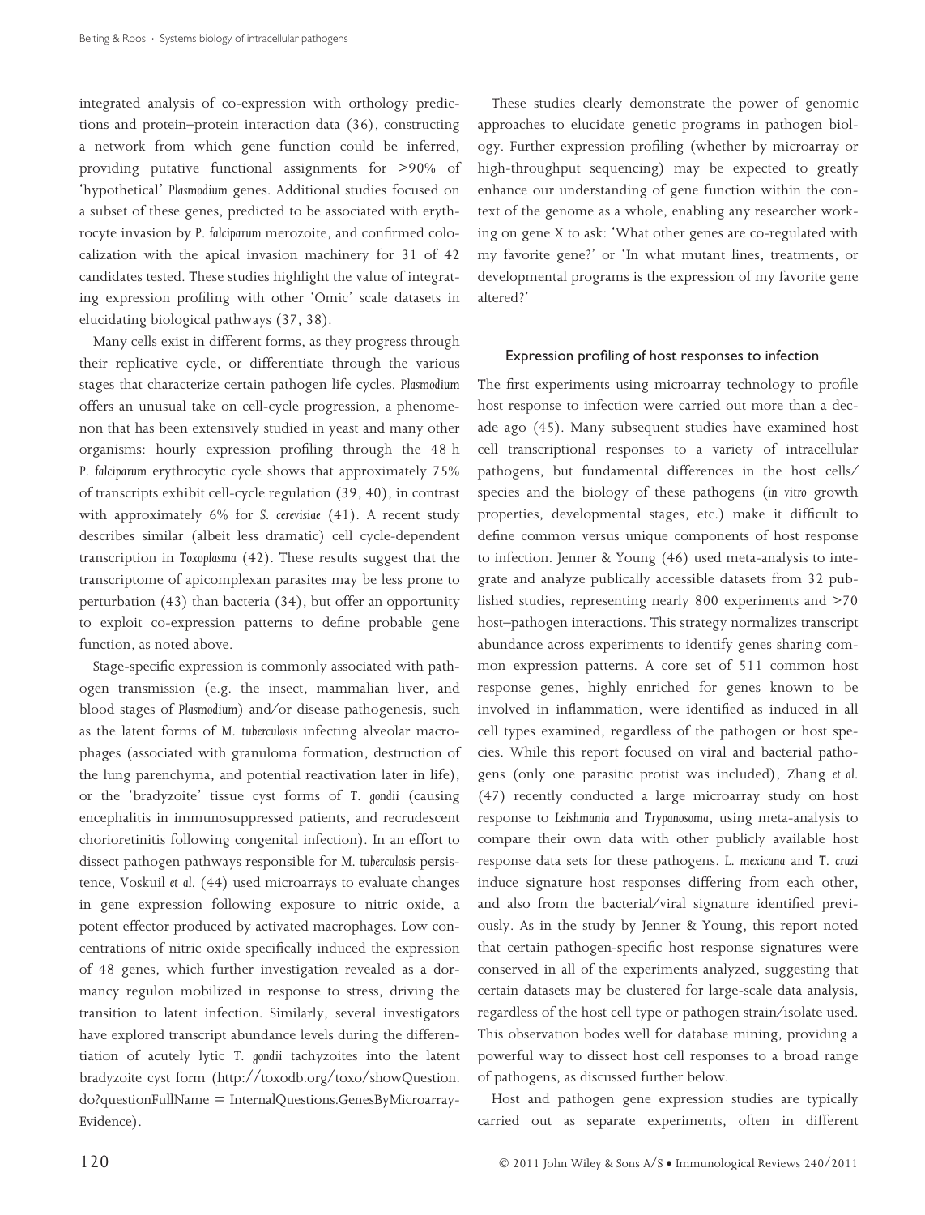integrated analysis of co-expression with orthology predictions and protein–protein interaction data (36), constructing a network from which gene function could be inferred, providing putative functional assignments for >90% of 'hypothetical' *Plasmodium* genes. Additional studies focused on a subset of these genes, predicted to be associated with erythrocyte invasion by *P. falciparum* merozoite, and confirmed colocalization with the apical invasion machinery for 31 of 42 candidates tested. These studies highlight the value of integrating expression profiling with other 'Omic' scale datasets in elucidating biological pathways (37, 38).

Many cells exist in different forms, as they progress through their replicative cycle, or differentiate through the various stages that characterize certain pathogen life cycles. *Plasmodium* offers an unusual take on cell-cycle progression, a phenomenon that has been extensively studied in yeast and many other organisms: hourly expression profiling through the 48 h *P. falciparum* erythrocytic cycle shows that approximately 75% of transcripts exhibit cell-cycle regulation (39, 40), in contrast with approximately 6% for *S. cerevisiae* (41). A recent study describes similar (albeit less dramatic) cell cycle-dependent transcription in *Toxoplasma* (42). These results suggest that the transcriptome of apicomplexan parasites may be less prone to perturbation (43) than bacteria (34), but offer an opportunity to exploit co-expression patterns to define probable gene function, as noted above.

Stage-specific expression is commonly associated with pathogen transmission (e.g. the insect, mammalian liver, and blood stages of *Plasmodium*) and/or disease pathogenesis, such as the latent forms of *M. tuberculosis* infecting alveolar macrophages (associated with granuloma formation, destruction of the lung parenchyma, and potential reactivation later in life), or the 'bradyzoite' tissue cyst forms of *T. gondii* (causing encephalitis in immunosuppressed patients, and recrudescent chorioretinitis following congenital infection). In an effort to dissect pathogen pathways responsible for *M. tuberculosis* persistence, Voskuil *et al.* (44) used microarrays to evaluate changes in gene expression following exposure to nitric oxide, a potent effector produced by activated macrophages. Low concentrations of nitric oxide specifically induced the expression of 48 genes, which further investigation revealed as a dormancy regulon mobilized in response to stress, driving the transition to latent infection. Similarly, several investigators have explored transcript abundance levels during the differentiation of acutely lytic *T. gondii* tachyzoites into the latent bradyzoite cyst form (http://toxodb.org/toxo/showQuestion.do?questionFullName = InternalQuestions.GenesByMicroarrayEvidence).

These studies clearly demonstrate the power of genomic approaches to elucidate genetic programs in pathogen biology. Further expression profiling (whether by microarray or high-throughput sequencing) may be expected to greatly enhance our understanding of gene function within the context of the genome as a whole, enabling any researcher working on gene X to ask: 'What other genes are co-regulated with my favorite gene?' or 'In what mutant lines, treatments, or developmental programs is the expression of my favorite gene altered?'

## Expression profiling of host responses to infection

The first experiments using microarray technology to profile host response to infection were carried out more than a decade ago (45). Many subsequent studies have examined host cell transcriptional responses to a variety of intracellular pathogens, but fundamental differences in the host cells/species and the biology of these pathogens (*in vitro* growth properties, developmental stages, etc.) make it difficult to define common versus unique components of host response to infection. Jenner & Young (46) used meta-analysis to integrate and analyze publically accessible datasets from 32 published studies, representing nearly 800 experiments and >70 host–pathogen interactions. This strategy normalizes transcript abundance across experiments to identify genes sharing common expression patterns. A core set of 511 common host response genes, highly enriched for genes known to be involved in inflammation, were identified as induced in all cell types examined, regardless of the pathogen or host species. While this report focused on viral and bacterial pathogens (only one parasitic protist was included), Zhang *et al.* (47) recently conducted a large microarray study on host response to *Leishmania* and *Trypanosoma*, using meta-analysis to compare their own data with other publicly available host response data sets for these pathogens. *L. mexicana* and *T. cruzi* induce signature host responses differing from each other, and also from the bacterial/viral signature identified previously. As in the study by Jenner & Young, this report noted that certain pathogen-specific host response signatures were conserved in all of the experiments analyzed, suggesting that certain datasets may be clustered for large-scale data analysis, regardless of the host cell type or pathogen strain/isolate used. This observation bodes well for database mining, providing a powerful way to dissect host cell responses to a broad range of pathogens, as discussed further below.

Host and pathogen gene expression studies are typically carried out as separate experiments, often in different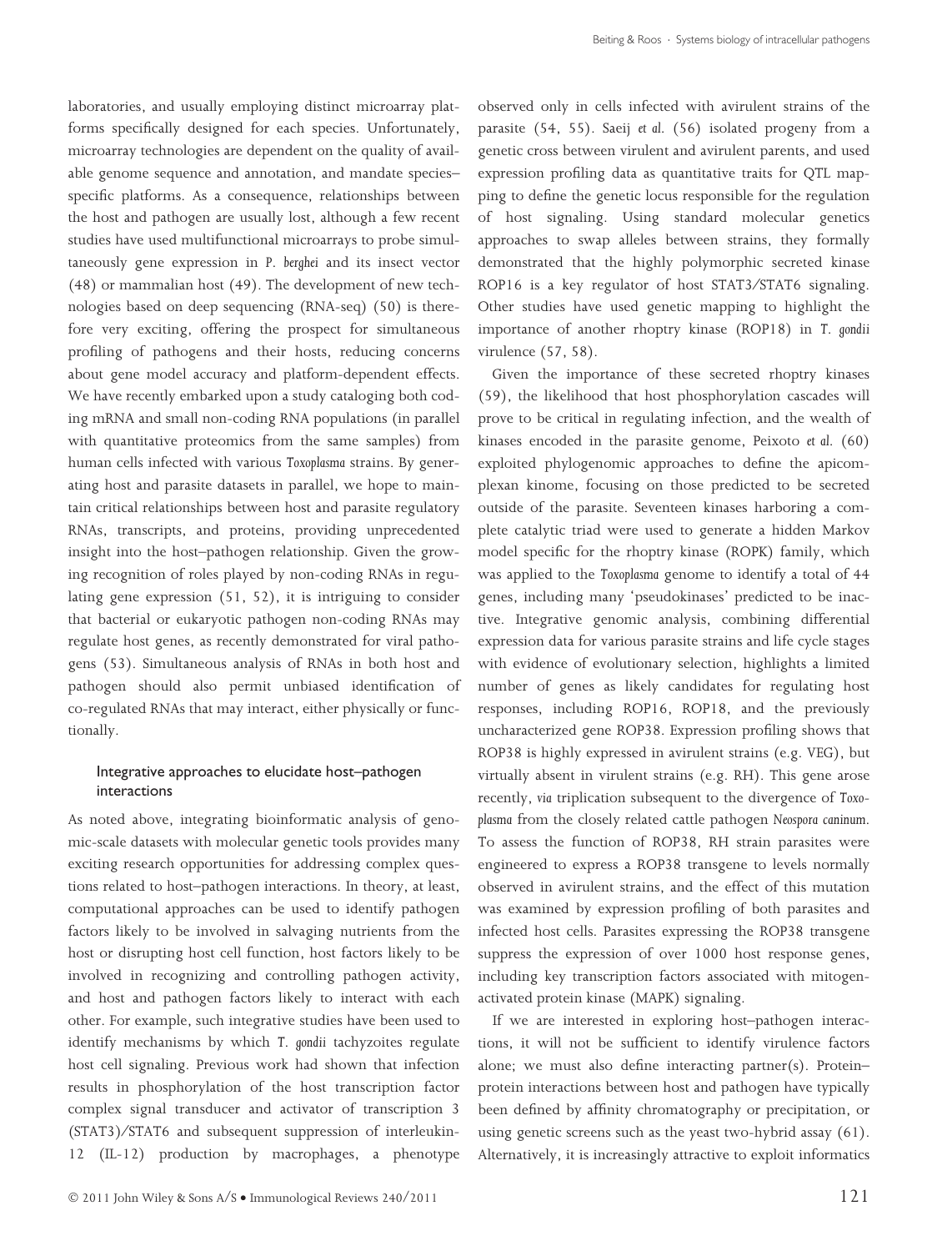laboratories, and usually employing distinct microarray platforms specifically designed for each species. Unfortunately, microarray technologies are dependent on the quality of available genome sequence and annotation, and mandate species–specific platforms. As a consequence, relationships between the host and pathogen are usually lost, although a few recent studies have used multifunctional microarrays to probe simultaneously gene expression in *P. berghei* and its insect vector (48) or mammalian host (49). The development of new technologies based on deep sequencing (RNA-seq) (50) is therefore very exciting, offering the prospect for simultaneous profiling of pathogens and their hosts, reducing concerns about gene model accuracy and platform-dependent effects. We have recently embarked upon a study cataloging both coding mRNA and small non-coding RNA populations (in parallel with quantitative proteomics from the same samples) from human cells infected with various *Toxoplasma* strains. By generating host and parasite datasets in parallel, we hope to maintain critical relationships between host and parasite regulatory RNAs, transcripts, and proteins, providing unprecedented insight into the host–pathogen relationship. Given the growing recognition of roles played by non-coding RNAs in regulating gene expression (51, 52), it is intriguing to consider that bacterial or eukaryotic pathogen non-coding RNAs may regulate host genes, as recently demonstrated for viral pathogens (53). Simultaneous analysis of RNAs in both host and pathogen should also permit unbiased identification of co-regulated RNAs that may interact, either physically or functionally.

### Integrative approaches to elucidate host–pathogen interactions

As noted above, integrating bioinformatic analysis of genomic-scale datasets with molecular genetic tools provides many exciting research opportunities for addressing complex questions related to host–pathogen interactions. In theory, at least, computational approaches can be used to identify pathogen factors likely to be involved in salvaging nutrients from the host or disrupting host cell function, host factors likely to be involved in recognizing and controlling pathogen activity, and host and pathogen factors likely to interact with each other. For example, such integrative studies have been used to identify mechanisms by which *T. gondii* tachyzoites regulate host cell signaling. Previous work had shown that infection results in phosphorylation of the host transcription factor complex signal transducer and activator of transcription 3 (STAT3)/STAT6 and subsequent suppression of interleukin-12 (IL-12) production by macrophages, a phenotype observed only in cells infected with avirulent strains of the parasite (54, 55). Saeij *et al.* (56) isolated progeny from a genetic cross between virulent and avirulent parents, and used expression profiling data as quantitative traits for QTL mapping to define the genetic locus responsible for the regulation of host signaling. Using standard molecular genetics approaches to swap alleles between strains, they formally demonstrated that the highly polymorphic secreted kinase ROP16 is a key regulator of host STAT3/STAT6 signaling. Other studies have used genetic mapping to highlight the importance of another rhoptry kinase (ROP18) in *T. gondii* virulence (57, 58).

Given the importance of these secreted rhoptry kinases (59), the likelihood that host phosphorylation cascades will prove to be critical in regulating infection, and the wealth of kinases encoded in the parasite genome, Peixoto *et al.* (60) exploited phylogenomic approaches to define the apicomplexan kinome, focusing on those predicted to be secreted outside of the parasite. Seventeen kinases harboring a complete catalytic triad were used to generate a hidden Markov model specific for the rhoptry kinase (ROPK) family, which was applied to the *Toxoplasma* genome to identify a total of 44 genes, including many 'pseudokinases' predicted to be inactive. Integrative genomic analysis, combining differential expression data for various parasite strains and life cycle stages with evidence of evolutionary selection, highlights a limited number of genes as likely candidates for regulating host responses, including ROP16, ROP18, and the previously uncharacterized gene ROP38. Expression profiling shows that ROP38 is highly expressed in avirulent strains (e.g. VEG), but virtually absent in virulent strains (e.g. RH). This gene arose recently, *via* triplication subsequent to the divergence of *Toxoplasma* from the closely related cattle pathogen *Neospora caninum*. To assess the function of ROP38, RH strain parasites were engineered to express a ROP38 transgene to levels normally observed in avirulent strains, and the effect of this mutation was examined by expression profiling of both parasites and infected host cells. Parasites expressing the ROP38 transgene suppress the expression of over 1000 host response genes, including key transcription factors associated with mitogen-activated protein kinase (MAPK) signaling.

If we are interested in exploring host–pathogen interactions, it will not be sufficient to identify virulence factors alone; we must also define interacting partner(s). Protein–protein interactions between host and pathogen have typically been defined by affinity chromatography or precipitation, or using genetic screens such as the yeast two-hybrid assay (61). Alternatively, it is increasingly attractive to exploit informatics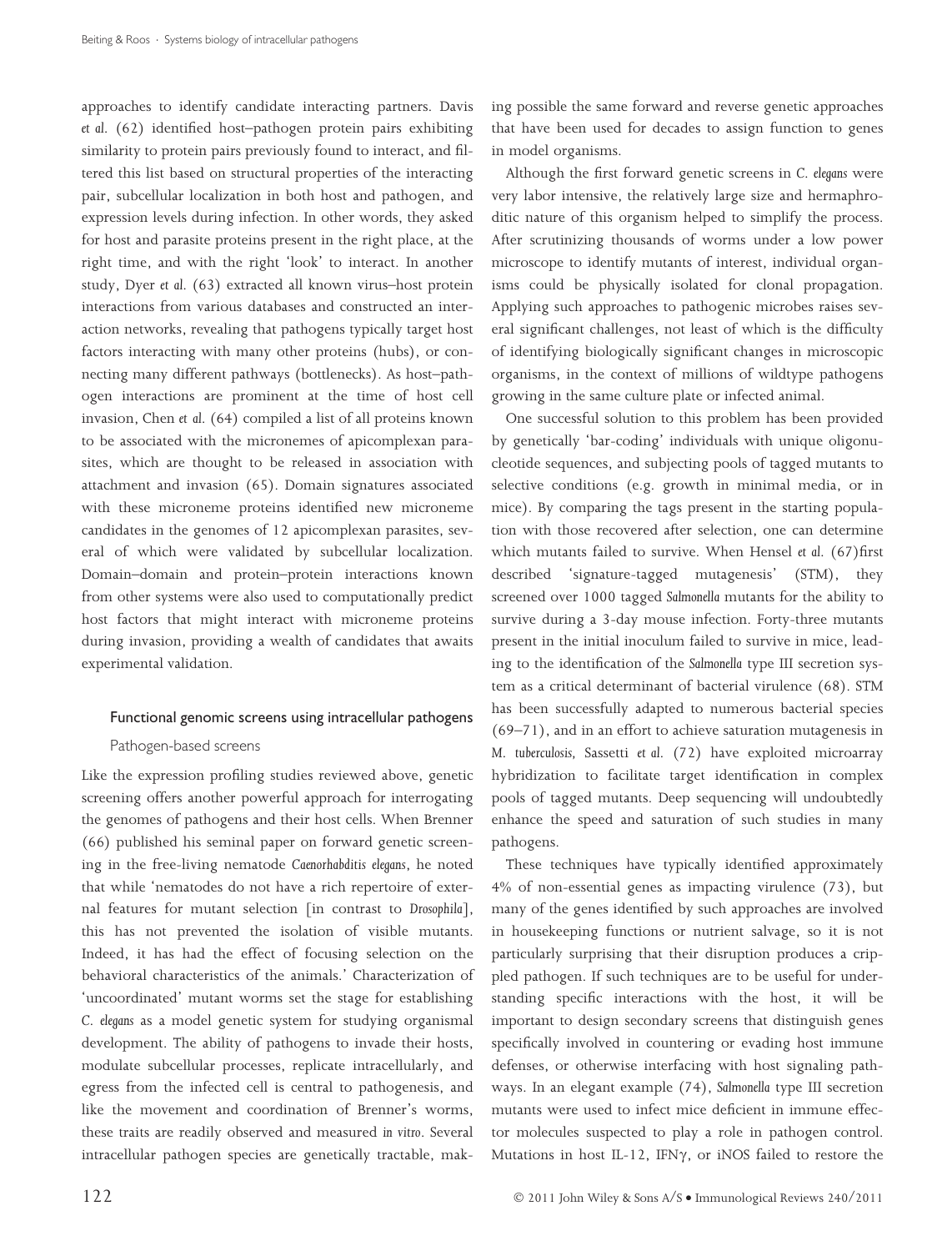approaches to identify candidate interacting partners. Davis *et al.* (62) identified host–pathogen protein pairs exhibiting similarity to protein pairs previously found to interact, and filtered this list based on structural properties of the interacting pair, subcellular localization in both host and pathogen, and expression levels during infection. In other words, they asked for host and parasite proteins present in the right place, at the right time, and with the right 'look' to interact. In another study, Dyer *et al.* (63) extracted all known virus–host protein interactions from various databases and constructed an interaction networks, revealing that pathogens typically target host factors interacting with many other proteins (hubs), or connecting many different pathways (bottlenecks). As host–pathogen interactions are prominent at the time of host cell invasion, Chen *et al.* (64) compiled a list of all proteins known to be associated with the micronemes of apicomplexan parasites, which are thought to be released in association with attachment and invasion (65). Domain signatures associated with these microneme proteins identified new microneme candidates in the genomes of 12 apicomplexan parasites, several of which were validated by subcellular localization. Domain–domain and protein–protein interactions known from other systems were also used to computationally predict host factors that might interact with microneme proteins during invasion, providing a wealth of candidates that awaits experimental validation.

## Functional genomic screens using intracellular pathogens

### Pathogen-based screens

Like the expression profiling studies reviewed above, genetic screening offers another powerful approach for interrogating the genomes of pathogens and their host cells. When Brenner (66) published his seminal paper on forward genetic screening in the free-living nematode *Caenorhabditis elegans*, he noted that while 'nematodes do not have a rich repertoire of external features for mutant selection [in contrast to *Drosophila*], this has not prevented the isolation of visible mutants. Indeed, it has had the effect of focusing selection on the behavioral characteristics of the animals.' Characterization of 'uncoordinated' mutant worms set the stage for establishing *C. elegans* as a model genetic system for studying organismal development. The ability of pathogens to invade their hosts, modulate subcellular processes, replicate intracellularly, and egress from the infected cell is central to pathogenesis, and like the movement and coordination of Brenner's worms, these traits are readily observed and measured *in vitro*. Several intracellular pathogen species are genetically tractable, making possible the same forward and reverse genetic approaches that have been used for decades to assign function to genes in model organisms.

Although the first forward genetic screens in *C. elegans* were very labor intensive, the relatively large size and hermaphroditic nature of this organism helped to simplify the process. After scrutinizing thousands of worms under a low power microscope to identify mutants of interest, individual organisms could be physically isolated for clonal propagation. Applying such approaches to pathogenic microbes raises several significant challenges, not least of which is the difficulty of identifying biologically significant changes in microscopic organisms, in the context of millions of wildtype pathogens growing in the same culture plate or infected animal.

One successful solution to this problem has been provided by genetically 'bar-coding' individuals with unique oligonucleotide sequences, and subjecting pools of tagged mutants to selective conditions (e.g. growth in minimal media, or in mice). By comparing the tags present in the starting population with those recovered after selection, one can determine which mutants failed to survive. When Hensel *et al.* (67)first described 'signature-tagged mutagenesis' (STM), they screened over 1000 tagged *Salmonella* mutants for the ability to survive during a 3-day mouse infection. Forty-three mutants present in the initial inoculum failed to survive in mice, leading to the identification of the *Salmonella* type III secretion system as a critical determinant of bacterial virulence (68). STM has been successfully adapted to numerous bacterial species (69–71), and in an effort to achieve saturation mutagenesis in *M. tuberculosis*, Sassetti *et al.* (72) have exploited microarray hybridization to facilitate target identification in complex pools of tagged mutants. Deep sequencing will undoubtedly enhance the speed and saturation of such studies in many pathogens.

These techniques have typically identified approximately 4% of non-essential genes as impacting virulence (73), but many of the genes identified by such approaches are involved in housekeeping functions or nutrient salvage, so it is not particularly surprising that their disruption produces a crippled pathogen. If such techniques are to be useful for understanding specific interactions with the host, it will be important to design secondary screens that distinguish genes specifically involved in countering or evading host immune defenses, or otherwise interfacing with host signaling pathways. In an elegant example (74), *Salmonella* type III secretion mutants were used to infect mice deficient in immune effector molecules suspected to play a role in pathogen control. Mutations in host IL-12, IFNγ, or iNOS failed to restore the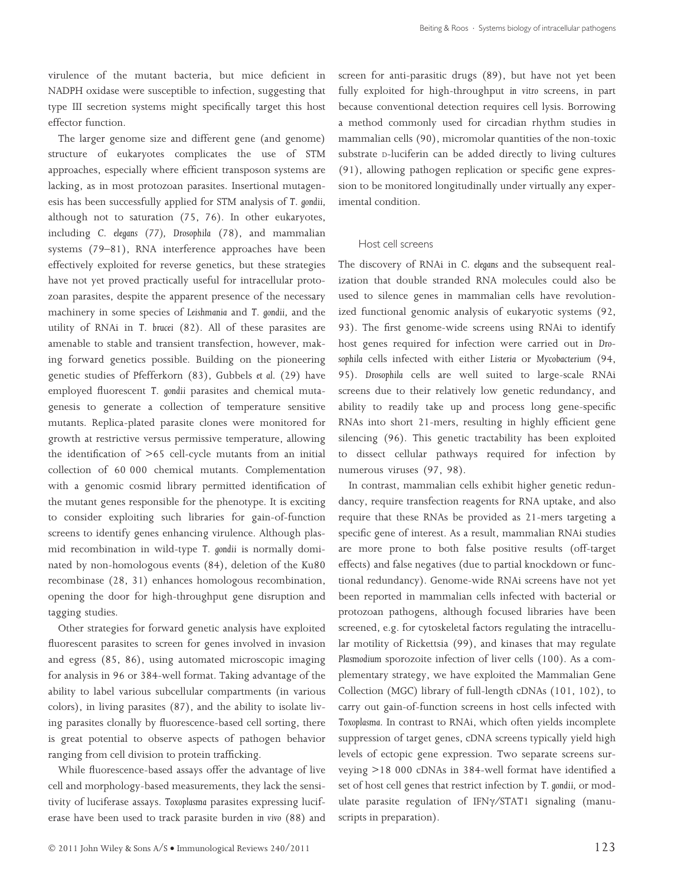virulence of the mutant bacteria, but mice deficient in NADPH oxidase were susceptible to infection, suggesting that type III secretion systems might specifically target this host effector function.

The larger genome size and different gene (and genome) structure of eukaryotes complicates the use of STM approaches, especially where efficient transposon systems are lacking, as in most protozoan parasites. Insertional mutagenesis has been successfully applied for STM analysis of *T. gondii*, although not to saturation (75, 76). In other eukaryotes, including *C. elegans* (77), *Drosophila* (78), and mammalian systems (79–81), RNA interference approaches have been effectively exploited for reverse genetics, but these strategies have not yet proved practically useful for intracellular protozoan parasites, despite the apparent presence of the necessary machinery in some species of *Leishmania* and *T. gondii*, and the utility of RNAi in *T. brucei* (82). All of these parasites are amenable to stable and transient transfection, however, making forward genetics possible. Building on the pioneering genetic studies of Pfefferkorn (83), Gubbels *et al.* (29) have employed fluorescent *T. gondii* parasites and chemical mutagenesis to generate a collection of temperature sensitive mutants. Replica-plated parasite clones were monitored for growth at restrictive versus permissive temperature, allowing the identification of >65 cell-cycle mutants from an initial collection of 60 000 chemical mutants. Complementation with a genomic cosmid library permitted identification of the mutant genes responsible for the phenotype. It is exciting to consider exploiting such libraries for gain-of-function screens to identify genes enhancing virulence. Although plasmid recombination in wild-type *T. gondii* is normally dominated by non-homologous events (84), deletion of the Ku80 recombinase (28, 31) enhances homologous recombination, opening the door for high-throughput gene disruption and tagging studies.

Other strategies for forward genetic analysis have exploited fluorescent parasites to screen for genes involved in invasion and egress (85, 86), using automated microscopic imaging for analysis in 96 or 384-well format. Taking advantage of the ability to label various subcellular compartments (in various colors), in living parasites (87), and the ability to isolate living parasites clonally by fluorescence-based cell sorting, there is great potential to observe aspects of pathogen behavior ranging from cell division to protein trafficking.

While fluorescence-based assays offer the advantage of live cell and morphology-based measurements, they lack the sensitivity of luciferase assays. *Toxoplasma* parasites expressing luciferase have been used to track parasite burden *in vivo* (88) and screen for anti-parasitic drugs (89), but have not yet been fully exploited for high-throughput *in vitro* screens, in part because conventional detection requires cell lysis. Borrowing a method commonly used for circadian rhythm studies in mammalian cells (90), micromolar quantities of the non-toxic substrate D-luciferin can be added directly to living cultures (91), allowing pathogen replication or specific gene expression to be monitored longitudinally under virtually any experimental condition.

### Host cell screens

The discovery of RNAi in *C. elegans* and the subsequent realization that double stranded RNA molecules could also be used to silence genes in mammalian cells have revolutionized functional genomic analysis of eukaryotic systems (92, 93). The first genome-wide screens using RNAi to identify host genes required for infection were carried out in *Drosophila* cells infected with either *Listeria* or *Mycobacterium* (94, 95). *Drosophila* cells are well suited to large-scale RNAi screens due to their relatively low genetic redundancy, and ability to readily take up and process long gene-specific RNAs into short 21-mers, resulting in highly efficient gene silencing (96). This genetic tractability has been exploited to dissect cellular pathways required for infection by numerous viruses (97, 98).

In contrast, mammalian cells exhibit higher genetic redundancy, require transfection reagents for RNA uptake, and also require that these RNAs be provided as 21-mers targeting a specific gene of interest. As a result, mammalian RNAi studies are more prone to both false positive results (off-target effects) and false negatives (due to partial knockdown or functional redundancy). Genome-wide RNAi screens have not yet been reported in mammalian cells infected with bacterial or protozoan pathogens, although focused libraries have been screened, e.g. for cytoskeletal factors regulating the intracellular motility of Rickettsia (99), and kinases that may regulate *Plasmodium* sporozoite infection of liver cells (100). As a complementary strategy, we have exploited the Mammalian Gene Collection (MGC) library of full-length cDNAs (101, 102), to carry out gain-of-function screens in host cells infected with *Toxoplasma*. In contrast to RNAi, which often yields incomplete suppression of target genes, cDNA screens typically yield high levels of ectopic gene expression. Two separate screens surveying >18 000 cDNAs in 384-well format have identified a set of host cell genes that restrict infection by *T. gondii*, or modulate parasite regulation of IFN$\gamma$/STAT1 signaling (manuscripts in preparation).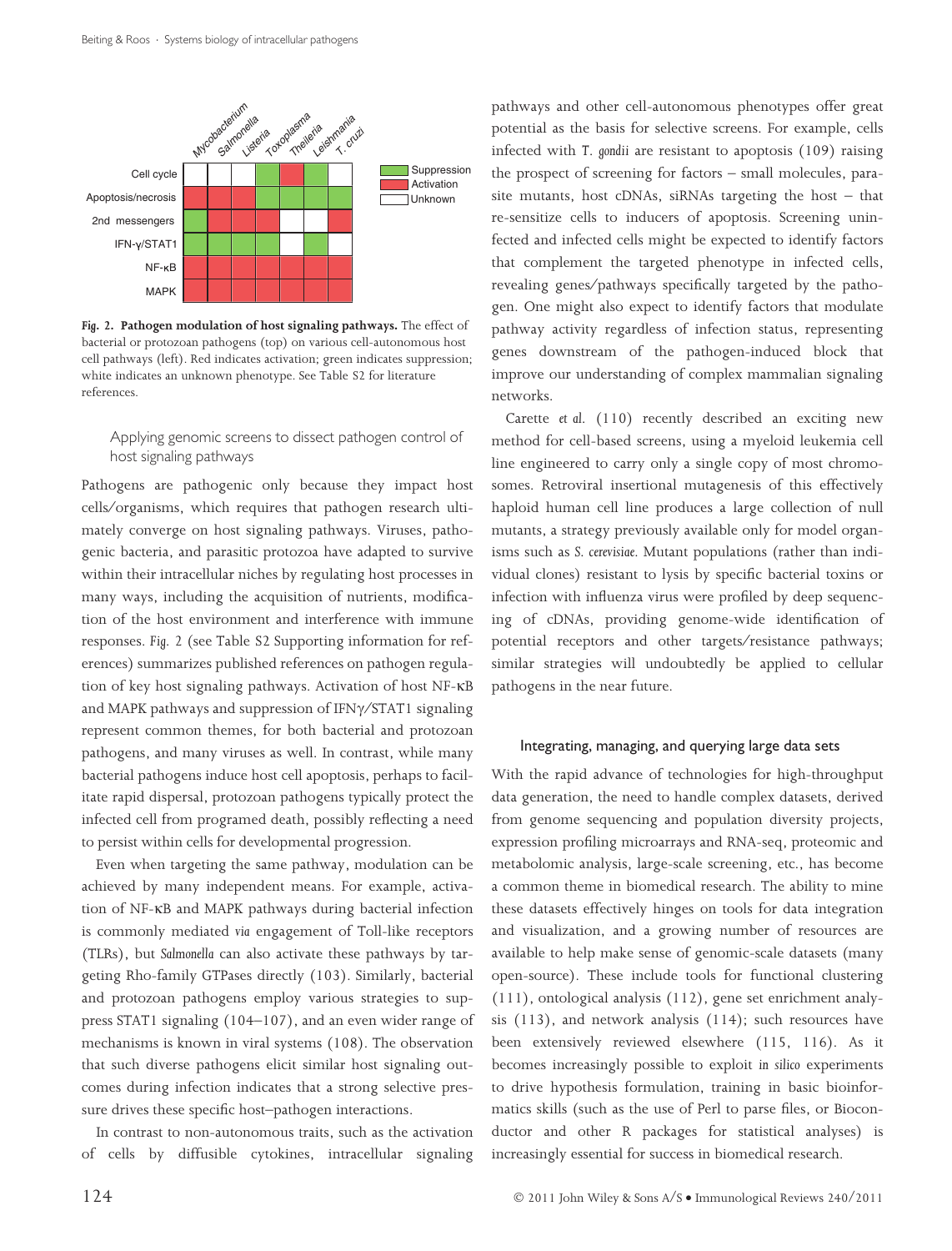| | *Mycobacterium* | *Salmonella* | *Listeria* | *Toxoplasma* | *Theileria* | *Leishmania* | *T. cruzi* |
|---|---|---|---|---|---|---|---|
| Cell cycle | Unknown | Unknown | Unknown | Suppression | Activation | Suppression | Unknown |
| Apoptosis/necrosis | Activation | Activation | Activation | Suppression | Suppression | Suppression | Suppression |
| 2nd messengers | Suppression | Activation | Activation | Activation | Unknown | Unknown | Activation |
| IFN-γ/STAT1 | Suppression | Suppression | Suppression | Suppression | Unknown | Suppression | Unknown |
| NF-κB | Activation | Activation | Activation | Activation | Activation | Activation | Activation |
| MAPK | Activation | Activation | Activation | Activation | Activation | Activation | Activation |

**Fig. 2. Pathogen modulation of host signaling pathways.** The effect of bacterial or protozoan pathogens (top) on various cell-autonomous host cell pathways (left). Red indicates activation; green indicates suppression; white indicates an unknown phenotype. See Table S2 for literature references.

## Applying genomic screens to dissect pathogen control of host signaling pathways

Pathogens are pathogenic only because they impact host cells/organisms, which requires that pathogen research ultimately converge on host signaling pathways. Viruses, pathogenic bacteria, and parasitic protozoa have adapted to survive within their intracellular niches by regulating host processes in many ways, including the acquisition of nutrients, modification of the host environment and interference with immune responses. Fig. 2 (see Table S2 Supporting information for references) summarizes published references on pathogen regulation of key host signaling pathways. Activation of host NF-κB and MAPK pathways and suppression of IFNγ/STAT1 signaling represent common themes, for both bacterial and protozoan pathogens, and many viruses as well. In contrast, while many bacterial pathogens induce host cell apoptosis, perhaps to facilitate rapid dispersal, protozoan pathogens typically protect the infected cell from programed death, possibly reflecting a need to persist within cells for developmental progression.

Even when targeting the same pathway, modulation can be achieved by many independent means. For example, activation of NF-κB and MAPK pathways during bacterial infection is commonly mediated *via* engagement of Toll-like receptors (TLRs), but *Salmonella* can also activate these pathways by targeting Rho-family GTPases directly (103). Similarly, bacterial and protozoan pathogens employ various strategies to suppress STAT1 signaling (104–107), and an even wider range of mechanisms is known in viral systems (108). The observation that such diverse pathogens elicit similar host signaling outcomes during infection indicates that a strong selective pressure drives these specific host–pathogen interactions.

In contrast to non-autonomous traits, such as the activation of cells by diffusible cytokines, intracellular signaling pathways and other cell-autonomous phenotypes offer great potential as the basis for selective screens. For example, cells infected with *T. gondii* are resistant to apoptosis (109) raising the prospect of screening for factors – small molecules, parasite mutants, host cDNAs, siRNAs targeting the host – that re-sensitize cells to inducers of apoptosis. Screening uninfected and infected cells might be expected to identify factors that complement the targeted phenotype in infected cells, revealing genes/pathways specifically targeted by the pathogen. One might also expect to identify factors that modulate pathway activity regardless of infection status, representing genes downstream of the pathogen-induced block that improve our understanding of complex mammalian signaling networks.

Carette *et al.* (110) recently described an exciting new method for cell-based screens, using a myeloid leukemia cell line engineered to carry only a single copy of most chromosomes. Retroviral insertional mutagenesis of this effectively haploid human cell line produces a large collection of null mutants, a strategy previously available only for model organisms such as *S. cerevisiae*. Mutant populations (rather than individual clones) resistant to lysis by specific bacterial toxins or infection with influenza virus were profiled by deep sequencing of cDNAs, providing genome-wide identification of potential receptors and other targets/resistance pathways; similar strategies will undoubtedly be applied to cellular pathogens in the near future.

## Integrating, managing, and querying large data sets

With the rapid advance of technologies for high-throughput data generation, the need to handle complex datasets, derived from genome sequencing and population diversity projects, expression profiling microarrays and RNA-seq, proteomic and metabolomic analysis, large-scale screening, etc., has become a common theme in biomedical research. The ability to mine these datasets effectively hinges on tools for data integration and visualization, and a growing number of resources are available to help make sense of genomic-scale datasets (many open-source). These include tools for functional clustering (111), ontological analysis (112), gene set enrichment analysis (113), and network analysis (114); such resources have been extensively reviewed elsewhere (115, 116). As it becomes increasingly possible to exploit *in silico* experiments to drive hypothesis formulation, training in basic bioinformatics skills (such as the use of Perl to parse files, or Bioconductor and other R packages for statistical analyses) is increasingly essential for success in biomedical research.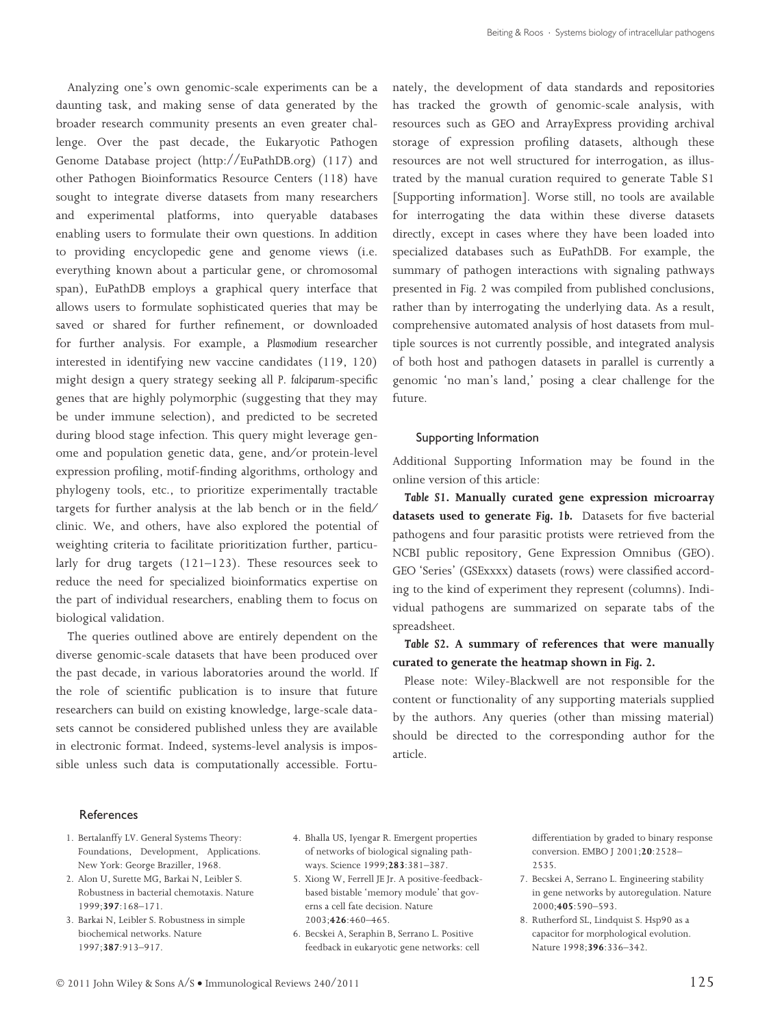Analyzing one's own genomic-scale experiments can be a daunting task, and making sense of data generated by the broader research community presents an even greater challenge. Over the past decade, the Eukaryotic Pathogen Genome Database project (http://EuPathDB.org) (117) and other Pathogen Bioinformatics Resource Centers (118) have sought to integrate diverse datasets from many researchers and experimental platforms, into queryable databases enabling users to formulate their own questions. In addition to providing encyclopedic gene and genome views (i.e. everything known about a particular gene, or chromosomal span), EuPathDB employs a graphical query interface that allows users to formulate sophisticated queries that may be saved or shared for further refinement, or downloaded for further analysis. For example, a *Plasmodium* researcher interested in identifying new vaccine candidates (119, 120) might design a query strategy seeking all *P. falciparum*-specific genes that are highly polymorphic (suggesting that they may be under immune selection), and predicted to be secreted during blood stage infection. This query might leverage genome and population genetic data, gene, and/or protein-level expression profiling, motif-finding algorithms, orthology and phylogeny tools, etc., to prioritize experimentally tractable targets for further analysis at the lab bench or in the field/clinic. We, and others, have also explored the potential of weighting criteria to facilitate prioritization further, particularly for drug targets (121–123). These resources seek to reduce the need for specialized bioinformatics expertise on the part of individual researchers, enabling them to focus on biological validation.

The queries outlined above are entirely dependent on the diverse genomic-scale datasets that have been produced over the past decade, in various laboratories around the world. If the role of scientific publication is to insure that future researchers can build on existing knowledge, large-scale datasets cannot be considered published unless they are available in electronic format. Indeed, systems-level analysis is impossible unless such data is computationally accessible. Fortunately, the development of data standards and repositories has tracked the growth of genomic-scale analysis, with resources such as GEO and ArrayExpress providing archival storage of expression profiling datasets, although these resources are not well structured for interrogation, as illustrated by the manual curation required to generate Table S1 [Supporting information]. Worse still, no tools are available for interrogating the data within these diverse datasets directly, except in cases where they have been loaded into specialized databases such as EuPathDB. For example, the summary of pathogen interactions with signaling pathways presented in Fig. 2 was compiled from published conclusions, rather than by interrogating the underlying data. As a result, comprehensive automated analysis of host datasets from multiple sources is not currently possible, and integrated analysis of both host and pathogen datasets in parallel is currently a genomic 'no man's land,' posing a clear challenge for the future.

## Supporting Information

Additional Supporting Information may be found in the online version of this article:

***Table S1*. Manually curated gene expression microarray datasets used to generate *Fig. 1b*.** Datasets for five bacterial pathogens and four parasitic protists were retrieved from the NCBI public repository, Gene Expression Omnibus (GEO). GEO 'Series' (GSExxxx) datasets (rows) were classified according to the kind of experiment they represent (columns). Individual pathogens are summarized on separate tabs of the spreadsheet.

***Table S2*. A summary of references that were manually curated to generate the heatmap shown in *Fig. 2*.**

Please note: Wiley-Blackwell are not responsible for the content or functionality of any supporting materials supplied by the authors. Any queries (other than missing material) should be directed to the corresponding author for the article.

## References

1. Bertalanffy LV. General Systems Theory: Foundations, Development, Applications. New York: George Braziller, 1968.
2. Alon U, Surette MG, Barkai N, Leibler S. Robustness in bacterial chemotaxis. Nature 1999;**397**:168–171.
3. Barkai N, Leibler S. Robustness in simple biochemical networks. Nature 1997;**387**:913–917.
4. Bhalla US, Iyengar R. Emergent properties of networks of biological signaling pathways. Science 1999;**283**:381–387.
5. Xiong W, Ferrell JE Jr. A positive-feedback-based bistable 'memory module' that governs a cell fate decision. Nature 2003;**426**:460–465.
6. Becskei A, Seraphin B, Serrano L. Positive feedback in eukaryotic gene networks: cell differentiation by graded to binary response conversion. EMBO J 2001;**20**:2528–2535.
7. Becskei A, Serrano L. Engineering stability in gene networks by autoregulation. Nature 2000;**405**:590–593.
8. Rutherford SL, Lindquist S. Hsp90 as a capacitor for morphological evolution. Nature 1998;**396**:336–342.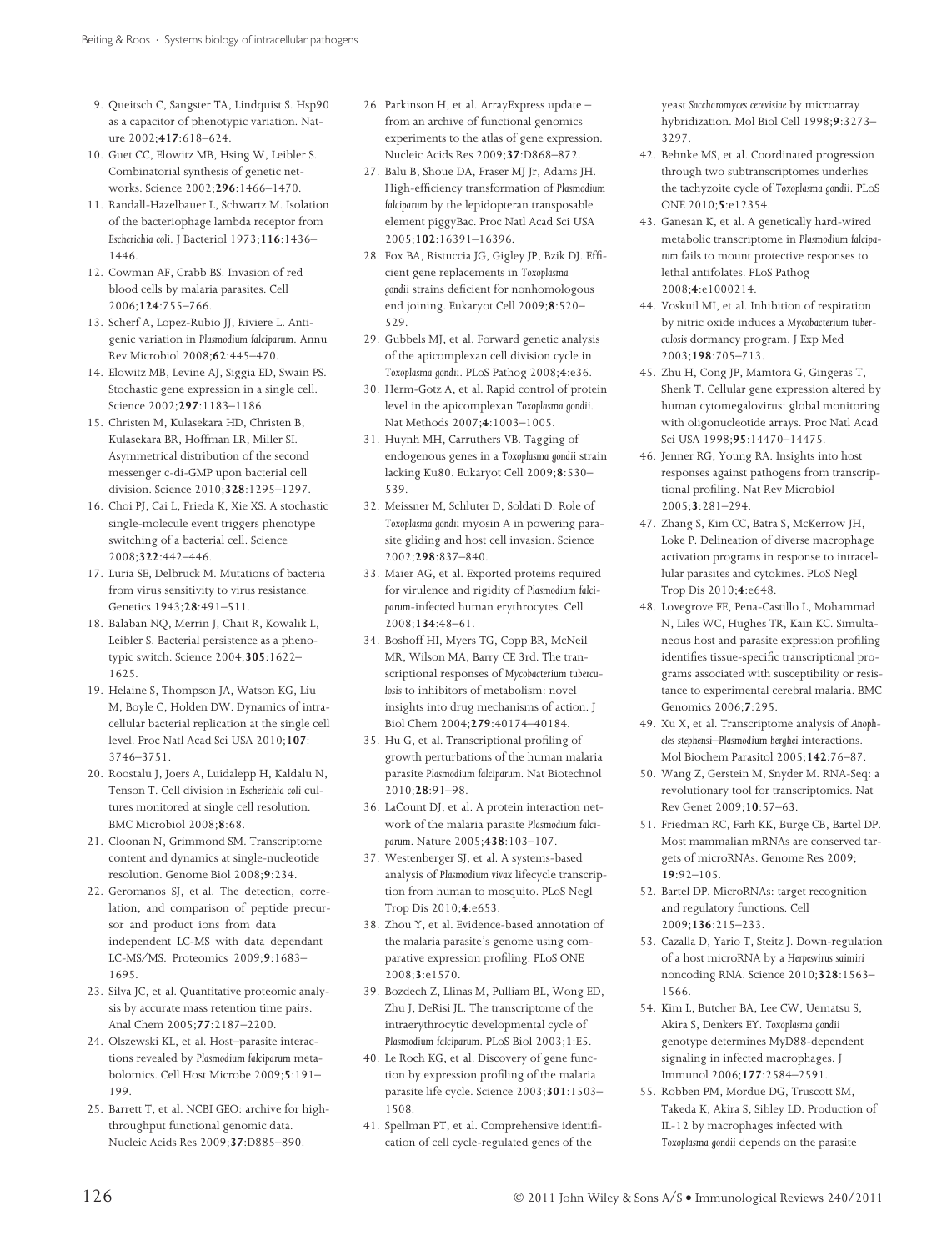9. Queitsch C, Sangster TA, Lindquist S. Hsp90 as a capacitor of phenotypic variation. Nature 2002;**417**:618–624.
10. Guet CC, Elowitz MB, Hsing W, Leibler S. Combinatorial synthesis of genetic networks. Science 2002;**296**:1466–1470.
11. Randall-Hazelbauer L, Schwartz M. Isolation of the bacteriophage lambda receptor from *Escherichia coli*. J Bacteriol 1973;**116**:1436–1446.
12. Cowman AF, Crabb BS. Invasion of red blood cells by malaria parasites. Cell 2006;**124**:755–766.
13. Scherf A, Lopez-Rubio JJ, Riviere L. Antigenic variation in *Plasmodium falciparum*. Annu Rev Microbiol 2008;**62**:445–470.
14. Elowitz MB, Levine AJ, Siggia ED, Swain PS. Stochastic gene expression in a single cell. Science 2002;**297**:1183–1186.
15. Christen M, Kulasekara HD, Christen B, Kulasekara BR, Hoffman LR, Miller SI. Asymmetrical distribution of the second messenger c-di-GMP upon bacterial cell division. Science 2010;**328**:1295–1297.
16. Choi PJ, Cai L, Frieda K, Xie XS. A stochastic single-molecule event triggers phenotype switching of a bacterial cell. Science 2008;**322**:442–446.
17. Luria SE, Delbruck M. Mutations of bacteria from virus sensitivity to virus resistance. Genetics 1943;**28**:491–511.
18. Balaban NQ, Merrin J, Chait R, Kowalik L, Leibler S. Bacterial persistence as a phenotypic switch. Science 2004;**305**:1622–1625.
19. Helaine S, Thompson JA, Watson KG, Liu M, Boyle C, Holden DW. Dynamics of intracellular bacterial replication at the single cell level. Proc Natl Acad Sci USA 2010;**107**:3746–3751.
20. Roostalu J, Joers A, Luidalepp H, Kaldalu N, Tenson T. Cell division in *Escherichia coli* cultures monitored at single cell resolution. BMC Microbiol 2008;**8**:68.
21. Cloonan N, Grimmond SM. Transcriptome content and dynamics at single-nucleotide resolution. Genome Biol 2008;**9**:234.
22. Geromanos SJ, et al. The detection, correlation, and comparison of peptide precursor and product ions from data independent LC-MS with data dependant LC-MS/MS. Proteomics 2009;**9**:1683–1695.
23. Silva JC, et al. Quantitative proteomic analysis by accurate mass retention time pairs. Anal Chem 2005;**77**:2187–2200.
24. Olszewski KL, et al. Host–parasite interactions revealed by *Plasmodium falciparum* metabolomics. Cell Host Microbe 2009;**5**:191–199.
25. Barrett T, et al. NCBI GEO: archive for high-throughput functional genomic data. Nucleic Acids Res 2009;**37**:D885–890.
26. Parkinson H, et al. ArrayExpress update – from an archive of functional genomics experiments to the atlas of gene expression. Nucleic Acids Res 2009;**37**:D868–872.
27. Balu B, Shoue DA, Fraser MJ Jr, Adams JH. High-efficiency transformation of *Plasmodium falciparum* by the lepidopteran transposable element piggyBac. Proc Natl Acad Sci USA 2005;**102**:16391–16396.
28. Fox BA, Ristuccia JG, Gigley JP, Bzik DJ. Efficient gene replacements in *Toxoplasma gondii* strains deficient for nonhomologous end joining. Eukaryot Cell 2009;**8**:520–529.
29. Gubbels MJ, et al. Forward genetic analysis of the apicomplexan cell division cycle in *Toxoplasma gondii*. PLoS Pathog 2008;**4**:e36.
30. Herm-Gotz A, et al. Rapid control of protein level in the apicomplexan *Toxoplasma gondii*. Nat Methods 2007;**4**:1003–1005.
31. Huynh MH, Carruthers VB. Tagging of endogenous genes in a *Toxoplasma gondii* strain lacking Ku80. Eukaryot Cell 2009;**8**:530–539.
32. Meissner M, Schluter D, Soldati D. Role of *Toxoplasma gondii* myosin A in powering parasite gliding and host cell invasion. Science 2002;**298**:837–840.
33. Maier AG, et al. Exported proteins required for virulence and rigidity of *Plasmodium falciparum*-infected human erythrocytes. Cell 2008;**134**:48–61.
34. Boshoff HI, Myers TG, Copp BR, McNeil MR, Wilson MA, Barry CE 3rd. The transcriptional responses of *Mycobacterium tuberculosis* to inhibitors of metabolism: novel insights into drug mechanisms of action. J Biol Chem 2004;**279**:40174–40184.
35. Hu G, et al. Transcriptional profiling of growth perturbations of the human malaria parasite *Plasmodium falciparum*. Nat Biotechnol 2010;**28**:91–98.
36. LaCount DJ, et al. A protein interaction network of the malaria parasite *Plasmodium falciparum*. Nature 2005;**438**:103–107.
37. Westenberger SJ, et al. A systems-based analysis of *Plasmodium vivax* lifecycle transcription from human to mosquito. PLoS Negl Trop Dis 2010;**4**:e653.
38. Zhou Y, et al. Evidence-based annotation of the malaria parasite's genome using comparative expression profiling. PLoS ONE 2008;**3**:e1570.
39. Bozdech Z, Llinas M, Pulliam BL, Wong ED, Zhu J, DeRisi JL. The transcriptome of the intraerythrocytic developmental cycle of *Plasmodium falciparum*. PLoS Biol 2003;**1**:E5.
40. Le Roch KG, et al. Discovery of gene function by expression profiling of the malaria parasite life cycle. Science 2003;**301**:1503–1508.
41. Spellman PT, et al. Comprehensive identification of cell cycle-regulated genes of the yeast *Saccharomyces cerevisiae* by microarray hybridization. Mol Biol Cell 1998;**9**:3273–3297.
42. Behnke MS, et al. Coordinated progression through two subtranscriptomes underlies the tachyzoite cycle of *Toxoplasma gondii*. PLoS ONE 2010;**5**:e12354.
43. Ganesan K, et al. A genetically hard-wired metabolic transcriptome in *Plasmodium falciparum* fails to mount protective responses to lethal antifolates. PLoS Pathog 2008;**4**:e1000214.
44. Voskuil MI, et al. Inhibition of respiration by nitric oxide induces a *Mycobacterium tuberculosis* dormancy program. J Exp Med 2003;**198**:705–713.
45. Zhu H, Cong JP, Mamtora G, Gingeras T, Shenk T. Cellular gene expression altered by human cytomegalovirus: global monitoring with oligonucleotide arrays. Proc Natl Acad Sci USA 1998;**95**:14470–14475.
46. Jenner RG, Young RA. Insights into host responses against pathogens from transcriptional profiling. Nat Rev Microbiol 2005;**3**:281–294.
47. Zhang S, Kim CC, Batra S, McKerrow JH, Loke P. Delineation of diverse macrophage activation programs in response to intracellular parasites and cytokines. PLoS Negl Trop Dis 2010;**4**:e648.
48. Lovegrove FE, Pena-Castillo L, Mohammad N, Liles WC, Hughes TR, Kain KC. Simultaneous host and parasite expression profiling identifies tissue-specific transcriptional programs associated with susceptibility or resistance to experimental cerebral malaria. BMC Genomics 2006;**7**:295.
49. Xu X, et al. Transcriptome analysis of *Anopheles stephensi–Plasmodium berghei* interactions. Mol Biochem Parasitol 2005;**142**:76–87.
50. Wang Z, Gerstein M, Snyder M. RNA-Seq: a revolutionary tool for transcriptomics. Nat Rev Genet 2009;**10**:57–63.
51. Friedman RC, Farh KK, Burge CB, Bartel DP. Most mammalian mRNAs are conserved targets of microRNAs. Genome Res 2009;**19**:92–105.
52. Bartel DP. MicroRNAs: target recognition and regulatory functions. Cell 2009;**136**:215–233.
53. Cazalla D, Yario T, Steitz J. Down-regulation of a host microRNA by a *Herpesvirus saimiri* noncoding RNA. Science 2010;**328**:1563–1566.
54. Kim L, Butcher BA, Lee CW, Uematsu S, Akira S, Denkers EY. *Toxoplasma gondii* genotype determines MyD88-dependent signaling in infected macrophages. J Immunol 2006;**177**:2584–2591.
55. Robben PM, Mordue DG, Truscott SM, Takeda K, Akira S, Sibley LD. Production of IL-12 by macrophages infected with *Toxoplasma gondii* depends on the parasite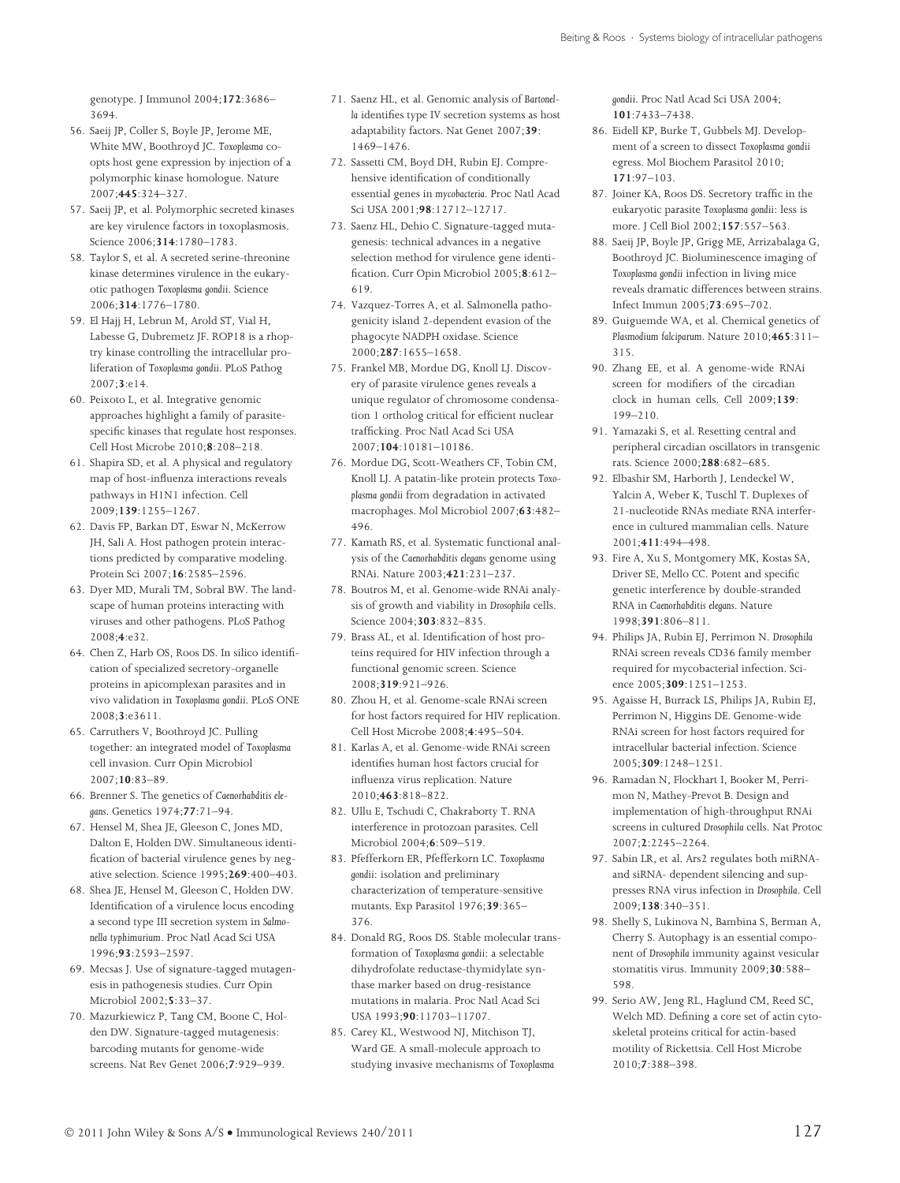genotype. J Immunol 2004;**172**:3686–3694.

56. Saeij JP, Coller S, Boyle JP, Jerome ME, White MW, Boothroyd JC. *Toxoplasma* co-opts host gene expression by injection of a polymorphic kinase homologue. Nature 2007;**445**:324–327.
57. Saeij JP, et al. Polymorphic secreted kinases are key virulence factors in toxoplasmosis. Science 2006;**314**:1780–1783.
58. Taylor S, et al. A secreted serine-threonine kinase determines virulence in the eukaryotic pathogen *Toxoplasma gondii*. Science 2006;**314**:1776–1780.
59. El Hajj H, Lebrun M, Arold ST, Vial H, Labesse G, Dubremetz JF. ROP18 is a rhoptry kinase controlling the intracellular proliferation of *Toxoplasma gondii*. PLoS Pathog 2007;**3**:e14.
60. Peixoto L, et al. Integrative genomic approaches highlight a family of parasite-specific kinases that regulate host responses. Cell Host Microbe 2010;**8**:208–218.
61. Shapira SD, et al. A physical and regulatory map of host-influenza interactions reveals pathways in H1N1 infection. Cell 2009;**139**:1255–1267.
62. Davis FP, Barkan DT, Eswar N, McKerrow JH, Sali A. Host pathogen protein interactions predicted by comparative modeling. Protein Sci 2007;**16**:2585–2596.
63. Dyer MD, Murali TM, Sobral BW. The landscape of human proteins interacting with viruses and other pathogens. PLoS Pathog 2008;**4**:e32.
64. Chen Z, Harb OS, Roos DS. In silico identification of specialized secretory-organelle proteins in apicomplexan parasites and in vivo validation in *Toxoplasma gondii*. PLoS ONE 2008;**3**:e3611.
65. Carruthers V, Boothroyd JC. Pulling together: an integrated model of *Toxoplasma* cell invasion. Curr Opin Microbiol 2007;**10**:83–89.
66. Brenner S. The genetics of *Caenorhabditis elegans*. Genetics 1974;**77**:71–94.
67. Hensel M, Shea JE, Gleeson C, Jones MD, Dalton E, Holden DW. Simultaneous identification of bacterial virulence genes by negative selection. Science 1995;**269**:400–403.
68. Shea JE, Hensel M, Gleeson C, Holden DW. Identification of a virulence locus encoding a second type III secretion system in *Salmonella typhimurium*. Proc Natl Acad Sci USA 1996;**93**:2593–2597.
69. Mecsas J. Use of signature-tagged mutagenesis in pathogenesis studies. Curr Opin Microbiol 2002;**5**:33–37.
70. Mazurkiewicz P, Tang CM, Boone C, Holden DW. Signature-tagged mutagenesis: barcoding mutants for genome-wide screens. Nat Rev Genet 2006;**7**:929–939.
71. Saenz HL, et al. Genomic analysis of *Bartonella* identifies type IV secretion systems as host adaptability factors. Nat Genet 2007;**39**:1469–1476.
72. Sassetti CM, Boyd DH, Rubin EJ. Comprehensive identification of conditionally essential genes in *mycobacteria*. Proc Natl Acad Sci USA 2001;**98**:12712–12717.
73. Saenz HL, Dehio C. Signature-tagged mutagenesis: technical advances in a negative selection method for virulence gene identification. Curr Opin Microbiol 2005;**8**:612–619.
74. Vazquez-Torres A, et al. Salmonella pathogenicity island 2-dependent evasion of the phagocyte NADPH oxidase. Science 2000;**287**:1655–1658.
75. Frankel MB, Mordue DG, Knoll LJ. Discovery of parasite virulence genes reveals a unique regulator of chromosome condensation 1 ortholog critical for efficient nuclear trafficking. Proc Natl Acad Sci USA 2007;**104**:10181–10186.
76. Mordue DG, Scott-Weathers CF, Tobin CM, Knoll LJ. A patatin-like protein protects *Toxoplasma gondii* from degradation in activated macrophages. Mol Microbiol 2007;**63**:482–496.
77. Kamath RS, et al. Systematic functional analysis of the *Caenorhabditis elegans* genome using RNAi. Nature 2003;**421**:231–237.
78. Boutros M, et al. Genome-wide RNAi analysis of growth and viability in *Drosophila* cells. Science 2004;**303**:832–835.
79. Brass AL, et al. Identification of host proteins required for HIV infection through a functional genomic screen. Science 2008;**319**:921–926.
80. Zhou H, et al. Genome-scale RNAi screen for host factors required for HIV replication. Cell Host Microbe 2008;**4**:495–504.
81. Karlas A, et al. Genome-wide RNAi screen identifies human host factors crucial for influenza virus replication. Nature 2010;**463**:818–822.
82. Ullu E, Tschudi C, Chakraborty T. RNA interference in protozoan parasites. Cell Microbiol 2004;**6**:509–519.
83. Pfefferkorn ER, Pfefferkorn LC. *Toxoplasma gondii*: isolation and preliminary characterization of temperature-sensitive mutants. Exp Parasitol 1976;**39**:365–376.
84. Donald RG, Roos DS. Stable molecular transformation of *Toxoplasma gondii*: a selectable dihydrofolate reductase-thymidylate synthase marker based on drug-resistance mutations in malaria. Proc Natl Acad Sci USA 1993;**90**:11703–11707.
85. Carey KL, Westwood NJ, Mitchison TJ, Ward GE. A small-molecule approach to studying invasive mechanisms of *Toxoplasma gondii*. Proc Natl Acad Sci USA 2004;**101**:7433–7438.
86. Eidell KP, Burke T, Gubbels MJ. Development of a screen to dissect *Toxoplasma gondii* egress. Mol Biochem Parasitol 2010;**171**:97–103.
87. Joiner KA, Roos DS. Secretory traffic in the eukaryotic parasite *Toxoplasma gondii*: less is more. J Cell Biol 2002;**157**:557–563.
88. Saeij JP, Boyle JP, Grigg ME, Arrizabalaga G, Boothroyd JC. Bioluminescence imaging of *Toxoplasma gondii* infection in living mice reveals dramatic differences between strains. Infect Immun 2005;**73**:695–702.
89. Guiguemde WA, et al. Chemical genetics of *Plasmodium falciparum*. Nature 2010;**465**:311–315.
90. Zhang EE, et al. A genome-wide RNAi screen for modifiers of the circadian clock in human cells. Cell 2009;**139**:199–210.
91. Yamazaki S, et al. Resetting central and peripheral circadian oscillators in transgenic rats. Science 2000;**288**:682–685.
92. Elbashir SM, Harborth J, Lendeckel W, Yalcin A, Weber K, Tuschl T. Duplexes of 21-nucleotide RNAs mediate RNA interference in cultured mammalian cells. Nature 2001;**411**:494–498.
93. Fire A, Xu S, Montgomery MK, Kostas SA, Driver SE, Mello CC. Potent and specific genetic interference by double-stranded RNA in *Caenorhabditis elegans*. Nature 1998;**391**:806–811.
94. Philips JA, Rubin EJ, Perrimon N. *Drosophila* RNAi screen reveals CD36 family member required for mycobacterial infection. Science 2005;**309**:1251–1253.
95. Agaisse H, Burrack LS, Philips JA, Rubin EJ, Perrimon N, Higgins DE. Genome-wide RNAi screen for host factors required for intracellular bacterial infection. Science 2005;**309**:1248–1251.
96. Ramadan N, Flockhart I, Booker M, Perrimon N, Mathey-Prevot B. Design and implementation of high-throughput RNAi screens in cultured *Drosophila* cells. Nat Protoc 2007;**2**:2245–2264.
97. Sabin LR, et al. Ars2 regulates both miRNA- and siRNA- dependent silencing and suppresses RNA virus infection in *Drosophila*. Cell 2009;**138**:340–351.
98. Shelly S, Lukinova N, Bambina S, Berman A, Cherry S. Autophagy is an essential component of *Drosophila* immunity against vesicular stomatitis virus. Immunity 2009;**30**:588–598.
99. Serio AW, Jeng RL, Haglund CM, Reed SC, Welch MD. Defining a core set of actin cytoskeletal proteins critical for actin-based motility of Rickettsia. Cell Host Microbe 2010;**7**:388–398.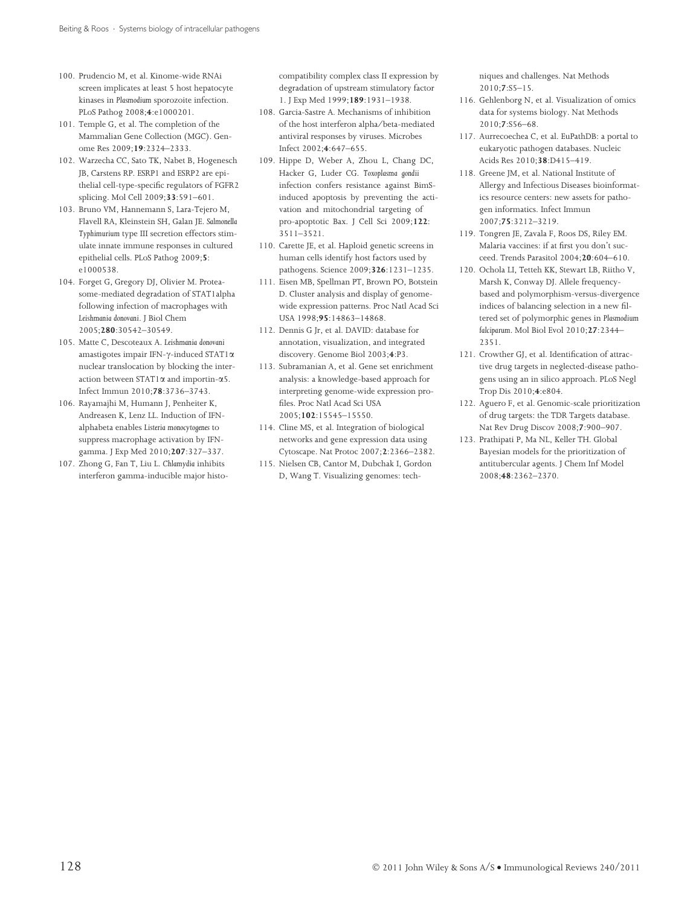100. Prudencio M, et al. Kinome-wide RNAi screen implicates at least 5 host hepatocyte kinases in *Plasmodium* sporozoite infection. PLoS Pathog 2008;**4**:e1000201.
101. Temple G, et al. The completion of the Mammalian Gene Collection (MGC). Genome Res 2009;**19**:2324–2333.
102. Warzecha CC, Sato TK, Nabet B, Hogenesch JB, Carstens RP. ESRP1 and ESRP2 are epithelial cell-type-specific regulators of FGFR2 splicing. Mol Cell 2009;**33**:591–601.
103. Bruno VM, Hannemann S, Lara-Tejero M, Flavell RA, Kleinstein SH, Galan JE. *Salmonella Typhimurium* type III secretion effectors stimulate innate immune responses in cultured epithelial cells. PLoS Pathog 2009;**5**: e1000538.
104. Forget G, Gregory DJ, Olivier M. Proteasome-mediated degradation of STAT1alpha following infection of macrophages with *Leishmania donovani*. J Biol Chem 2005;**280**:30542–30549.
105. Matte C, Descoteaux A. *Leishmania donovani* amastigotes impair IFN-γ-induced STAT1α nuclear translocation by blocking the interaction between STAT1α and importin-α5. Infect Immun 2010;**78**:3736–3743.
106. Rayamajhi M, Humann J, Penheiter K, Andreasen K, Lenz LL. Induction of IFN-alphabeta enables *Listeria monocytogenes* to suppress macrophage activation by IFN-gamma. J Exp Med 2010;**207**:327–337.
107. Zhong G, Fan T, Liu L. *Chlamydia* inhibits interferon gamma-inducible major histocompatibility complex class II expression by degradation of upstream stimulatory factor 1. J Exp Med 1999;**189**:1931–1938.
108. Garcia-Sastre A. Mechanisms of inhibition of the host interferon alpha/beta-mediated antiviral responses by viruses. Microbes Infect 2002;**4**:647–655.
109. Hippe D, Weber A, Zhou L, Chang DC, Hacker G, Luder CG. *Toxoplasma gondii* infection confers resistance against BimS-induced apoptosis by preventing the activation and mitochondrial targeting of pro-apoptotic Bax. J Cell Sci 2009;**122**: 3511–3521.
110. Carette JE, et al. Haploid genetic screens in human cells identify host factors used by pathogens. Science 2009;**326**:1231–1235.
111. Eisen MB, Spellman PT, Brown PO, Botstein D. Cluster analysis and display of genome-wide expression patterns. Proc Natl Acad Sci USA 1998;**95**:14863–14868.
112. Dennis G Jr, et al. DAVID: database for annotation, visualization, and integrated discovery. Genome Biol 2003;**4**:P3.
113. Subramanian A, et al. Gene set enrichment analysis: a knowledge-based approach for interpreting genome-wide expression profiles. Proc Natl Acad Sci USA 2005;**102**:15545–15550.
114. Cline MS, et al. Integration of biological networks and gene expression data using Cytoscape. Nat Protoc 2007;**2**:2366–2382.
115. Nielsen CB, Cantor M, Dubchak I, Gordon D, Wang T. Visualizing genomes: techniques and challenges. Nat Methods 2010;**7**:S5–15.
116. Gehlenborg N, et al. Visualization of omics data for systems biology. Nat Methods 2010;**7**:S56–68.
117. Aurrecoechea C, et al. EuPathDB: a portal to eukaryotic pathogen databases. Nucleic Acids Res 2010;**38**:D415–419.
118. Greene JM, et al. National Institute of Allergy and Infectious Diseases bioinformatics resource centers: new assets for pathogen informatics. Infect Immun 2007;**75**:3212–3219.
119. Tongren JE, Zavala F, Roos DS, Riley EM. Malaria vaccines: if at first you don't succeed. Trends Parasitol 2004;**20**:604–610.
120. Ochola LI, Tetteh KK, Stewart LB, Riitho V, Marsh K, Conway DJ. Allele frequency-based and polymorphism-versus-divergence indices of balancing selection in a new filtered set of polymorphic genes in *Plasmodium falciparum*. Mol Biol Evol 2010;**27**:2344–2351.
121. Crowther GJ, et al. Identification of attractive drug targets in neglected-disease pathogens using an in silico approach. PLoS Negl Trop Dis 2010;**4**:e804.
122. Aguero F, et al. Genomic-scale prioritization of drug targets: the TDR Targets database. Nat Rev Drug Discov 2008;**7**:900–907.
123. Prathipati P, Ma NL, Keller TH. Global Bayesian models for the prioritization of antitubercular agents. J Chem Inf Model 2008;**48**:2362–2370.